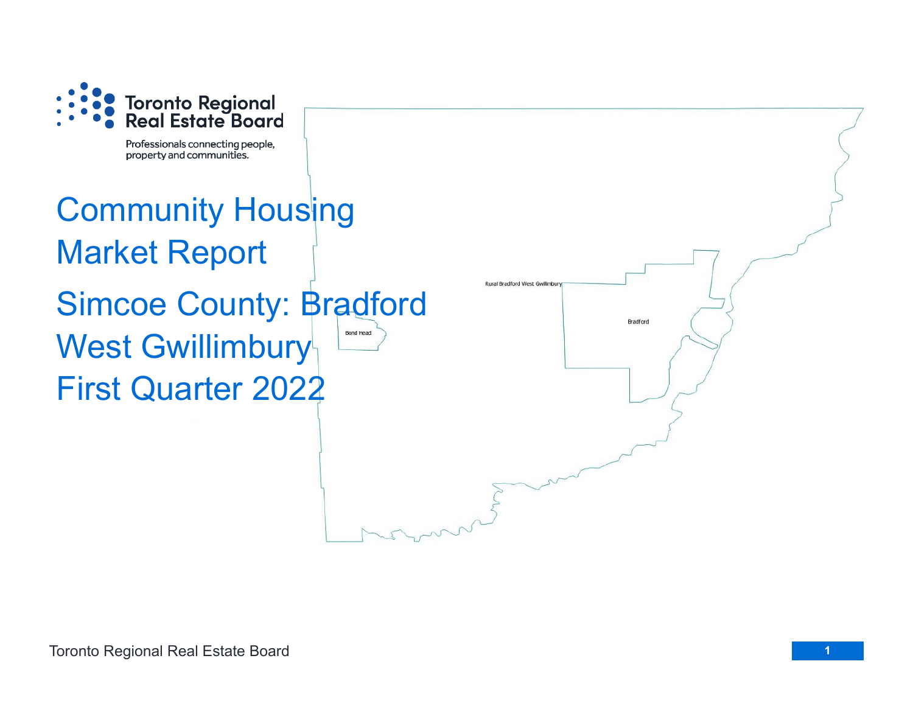Toronto Regional Real Estate Board

Professionals connecting people, property and communities.

# Community Housing Market Report

## Simcoe County: Bradford West Gwillimbury

## First Quarter 2022

Rural Bradford West Gwillimbury

Bradford

Bond Head

Toronto Regional Real Estate Board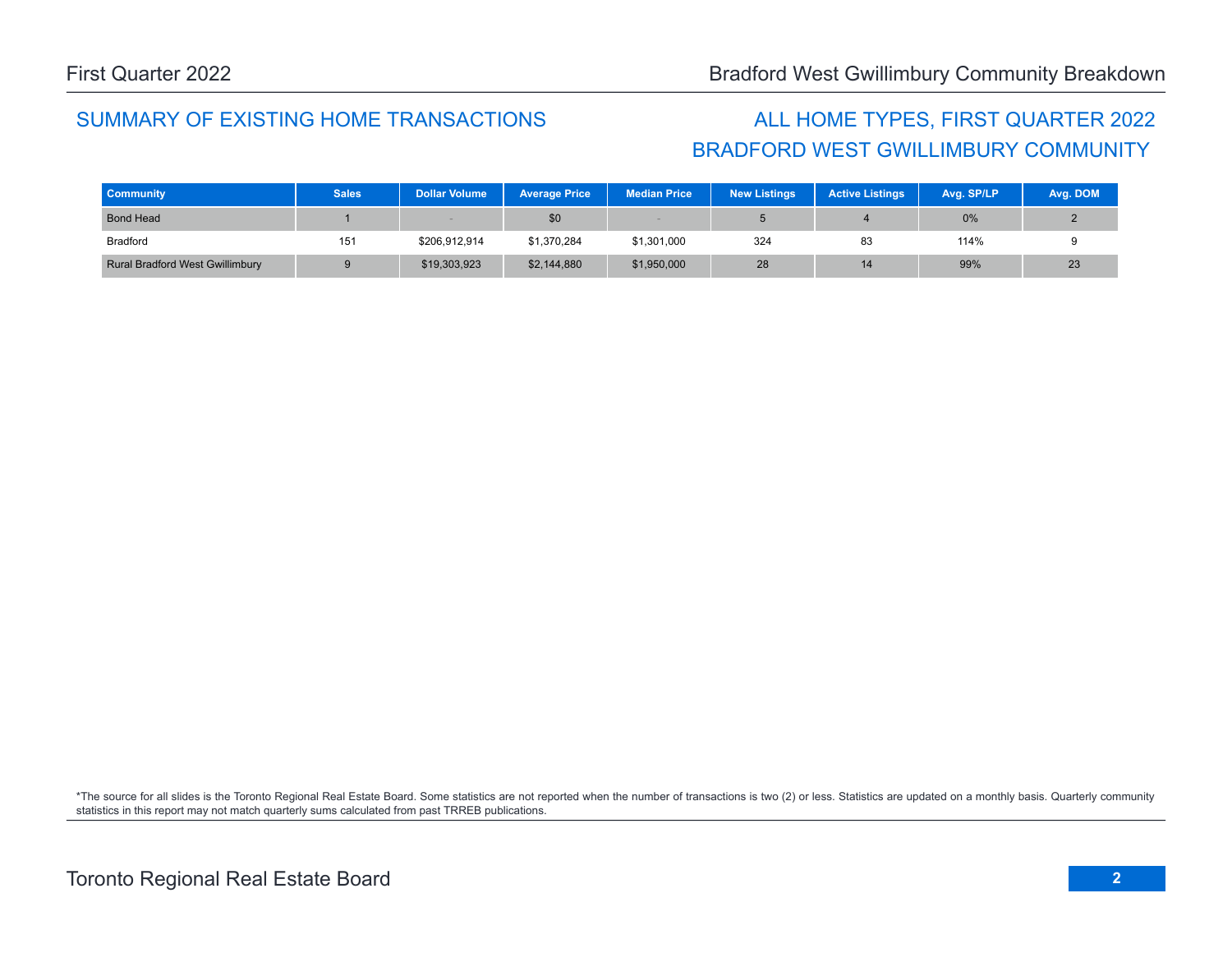## SUMMARY OF EXISTING HOME TRANSACTIONS

## ALL HOME TYPES, FIRST QUARTER 2022
## BRADFORD WEST GWILLIMBURY COMMUNITY

| Community | Sales | Dollar Volume | Average Price | Median Price | New Listings | Active Listings | Avg. SP/LP | Avg. DOM |
|---|---|---|---|---|---|---|---|---|
| Bond Head | 1 | - | $0 | - | 5 | 4 | 0% | 2 |
| Bradford | 151 | $206,912,914 | $1,370,284 | $1,301,000 | 324 | 83 | 114% | 9 |
| Rural Bradford West Gwillimbury | 9 | $19,303,923 | $2,144,880 | $1,950,000 | 28 | 14 | 99% | 23 |

*The source for all slides is the Toronto Regional Real Estate Board. Some statistics are not reported when the number of transactions is two (2) or less. Statistics are updated on a monthly basis. Quarterly community statistics in this report may not match quarterly sums calculated from past TRREB publications.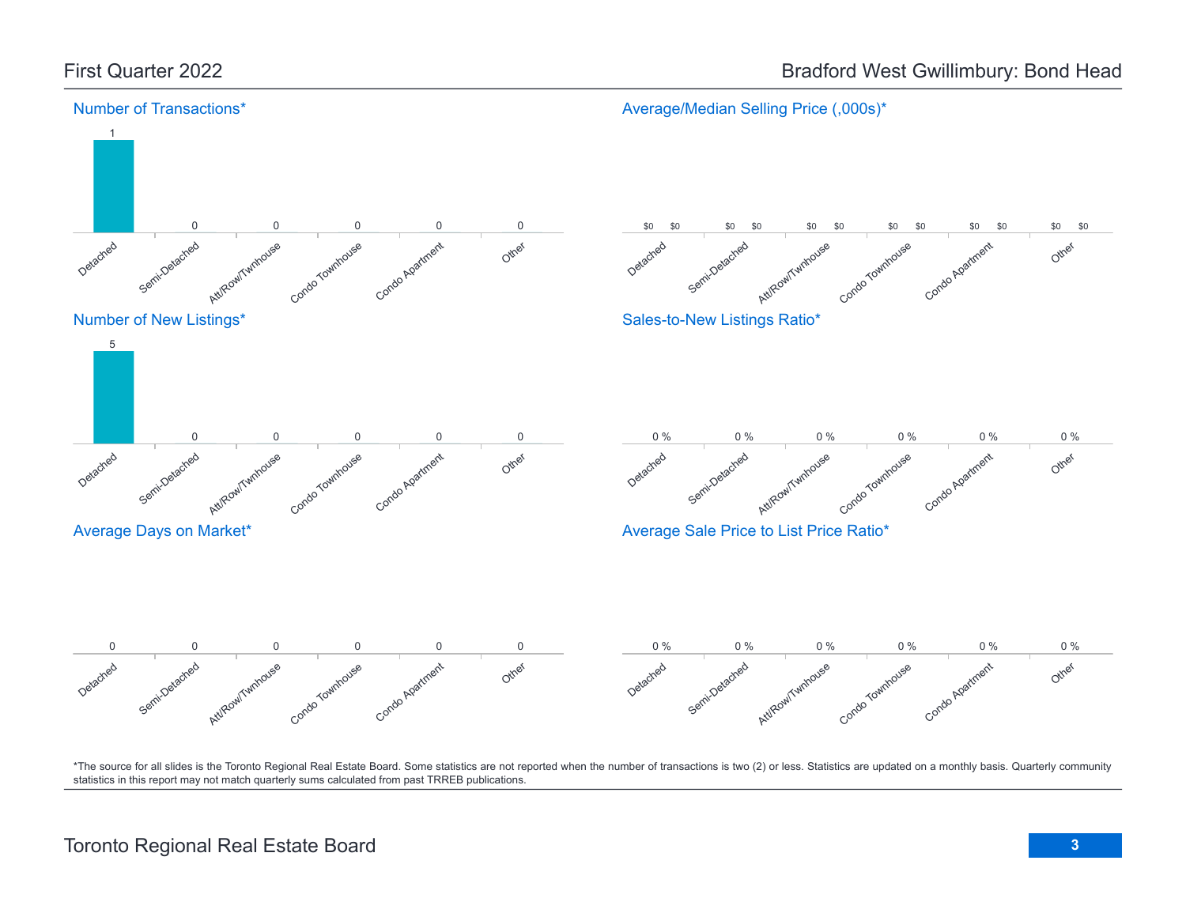First Quarter 2022

# Bradford West Gwillimbury: Bond Head

## Number of Transactions*

| Detached | Semi-Detached | Att/Row/Twnhouse | Condo Townhouse | Condo Apartment | Other |
|---|---|---|---|---|---|
| 1 | 0 | 0 | 0 | 0 | 0 |

## Average/Median Selling Price (,000s)*

| Detached | Semi-Detached | Att/Row/Twnhouse | Condo Townhouse | Condo Apartment | Other |
|---|---|---|---|---|---|
| $0 / $0 | $0 / $0 | $0 / $0 | $0 / $0 | $0 / $0 | $0 / $0 |

## Number of New Listings*

| Detached | Semi-Detached | Att/Row/Twnhouse | Condo Townhouse | Condo Apartment | Other |
|---|---|---|---|---|---|
| 5 | 0 | 0 | 0 | 0 | 0 |

## Sales-to-New Listings Ratio*

| Detached | Semi-Detached | Att/Row/Twnhouse | Condo Townhouse | Condo Apartment | Other |
|---|---|---|---|---|---|
| 0 % | 0 % | 0 % | 0 % | 0 % | 0 % |

## Average Days on Market*

| Detached | Semi-Detached | Att/Row/Twnhouse | Condo Townhouse | Condo Apartment | Other |
|---|---|---|---|---|---|
| 0 | 0 | 0 | 0 | 0 | 0 |

## Average Sale Price to List Price Ratio*

| Detached | Semi-Detached | Att/Row/Twnhouse | Condo Townhouse | Condo Apartment | Other |
|---|---|---|---|---|---|
| 0 % | 0 % | 0 % | 0 % | 0 % | 0 % |

*The source for all slides is the Toronto Regional Real Estate Board. Some statistics are not reported when the number of transactions is two (2) or less. Statistics are updated on a monthly basis. Quarterly community statistics in this report may not match quarterly sums calculated from past TRREB publications.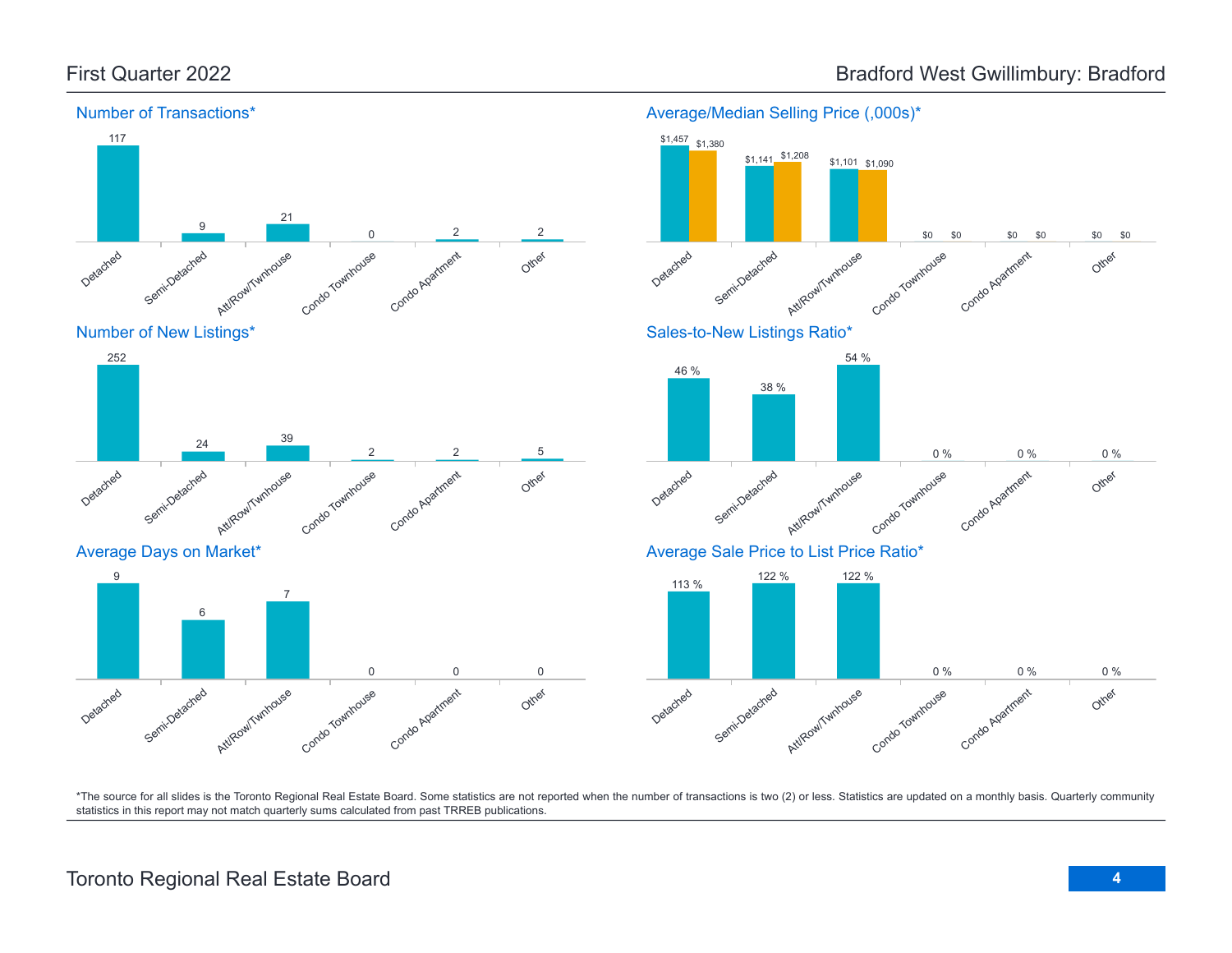First Quarter 2022

Bradford West Gwillimbury: Bradford

## Number of Transactions*

| Detached | Semi-Detached | Att/Row/Twnhouse | Condo Townhouse | Condo Apartment | Other |
|---|---|---|---|---|---|
| 117 | 9 | 21 | 0 | 2 | 2 |

## Average/Median Selling Price (,000s)*

| | Detached | Semi-Detached | Att/Row/Twnhouse | Condo Townhouse | Condo Apartment | Other |
|---|---|---|---|---|---|---|
| Average | $1,457 | $1,141 | $1,101 | $0 | $0 | $0 |
| Median | $1,380 | $1,208 | $1,090 | $0 | $0 | $0 |

## Number of New Listings*

| Detached | Semi-Detached | Att/Row/Twnhouse | Condo Townhouse | Condo Apartment | Other |
|---|---|---|---|---|---|
| 252 | 24 | 39 | 2 | 2 | 5 |

## Sales-to-New Listings Ratio*

| Detached | Semi-Detached | Att/Row/Twnhouse | Condo Townhouse | Condo Apartment | Other |
|---|---|---|---|---|---|
| 46 % | 38 % | 54 % | 0 % | 0 % | 0 % |

## Average Days on Market*

| Detached | Semi-Detached | Att/Row/Twnhouse | Condo Townhouse | Condo Apartment | Other |
|---|---|---|---|---|---|
| 9 | 6 | 7 | 0 | 0 | 0 |

## Average Sale Price to List Price Ratio*

| Detached | Semi-Detached | Att/Row/Twnhouse | Condo Townhouse | Condo Apartment | Other |
|---|---|---|---|---|---|
| 113 % | 122 % | 122 % | 0 % | 0 % | 0 % |

*The source for all slides is the Toronto Regional Real Estate Board. Some statistics are not reported when the number of transactions is two (2) or less. Statistics are updated on a monthly basis. Quarterly community statistics in this report may not match quarterly sums calculated from past TRREB publications.

Toronto Regional Real Estate Board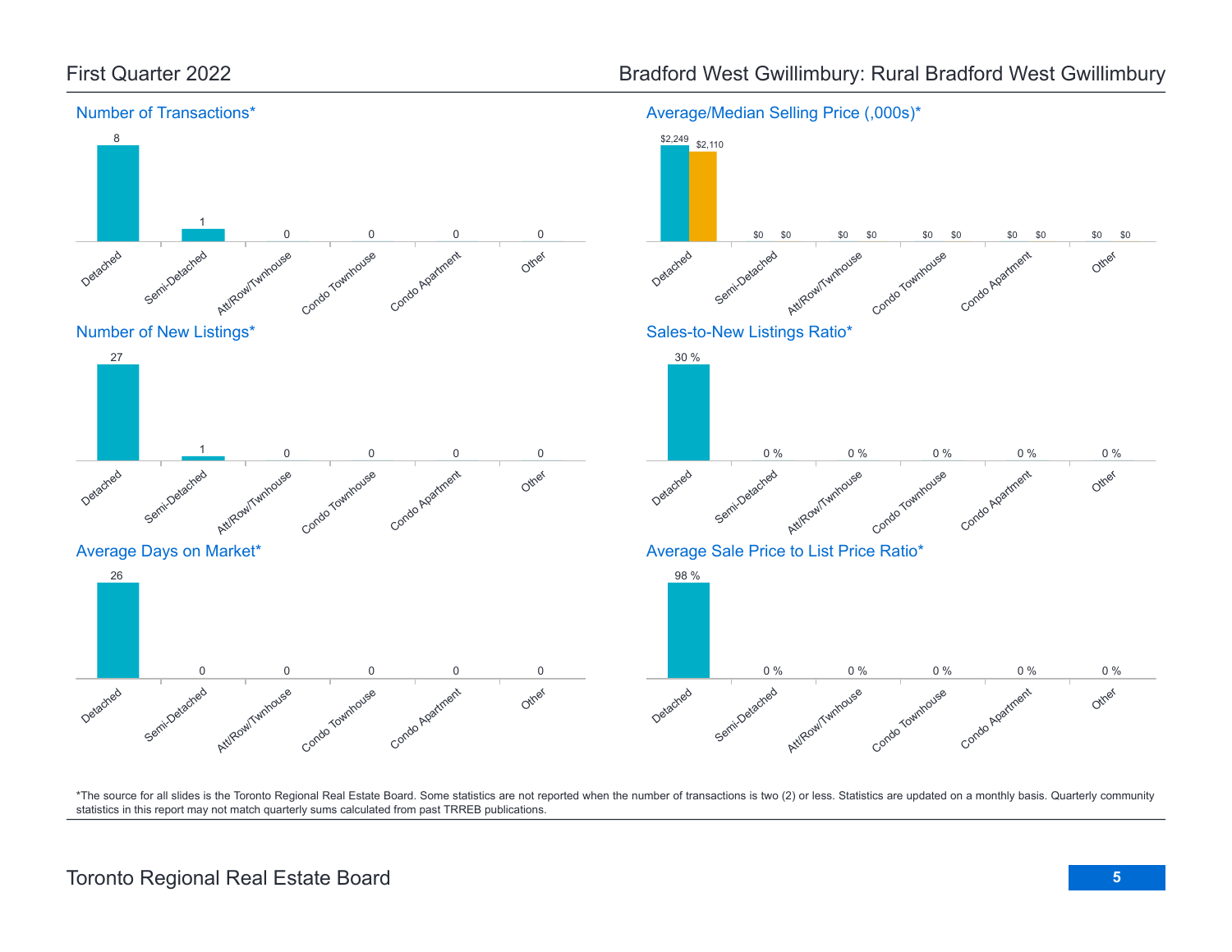First Quarter 2022

Bradford West Gwillimbury: Rural Bradford West Gwillimbury

## Number of Transactions*

8
1
0
0
0
0

Detached
Semi-Detached
Att/Row/Twnhouse
Condo Townhouse
Condo Apartment
Other

## Average/Median Selling Price (,000s)*

$2,249
$2,110
$0
$0
$0
$0
$0
$0
$0
$0
$0
$0

Detached
Semi-Detached
Att/Row/Twnhouse
Condo Townhouse
Condo Apartment
Other

## Number of New Listings*

27
1
0
0
0
0

Detached
Semi-Detached
Att/Row/Twnhouse
Condo Townhouse
Condo Apartment
Other

## Sales-to-New Listings Ratio*

30 %
0 %
0 %
0 %
0 %
0 %

Detached
Semi-Detached
Att/Row/Twnhouse
Condo Townhouse
Condo Apartment
Other

## Average Days on Market*

26
0
0
0
0
0

Detached
Semi-Detached
Att/Row/Twnhouse
Condo Townhouse
Condo Apartment
Other

## Average Sale Price to List Price Ratio*

98 %
0 %
0 %
0 %
0 %
0 %

Detached
Semi-Detached
Att/Row/Twnhouse
Condo Townhouse
Condo Apartment
Other

*The source for all slides is the Toronto Regional Real Estate Board. Some statistics are not reported when the number of transactions is two (2) or less. Statistics are updated on a monthly basis. Quarterly community statistics in this report may not match quarterly sums calculated from past TRREB publications.

Toronto Regional Real Estate Board